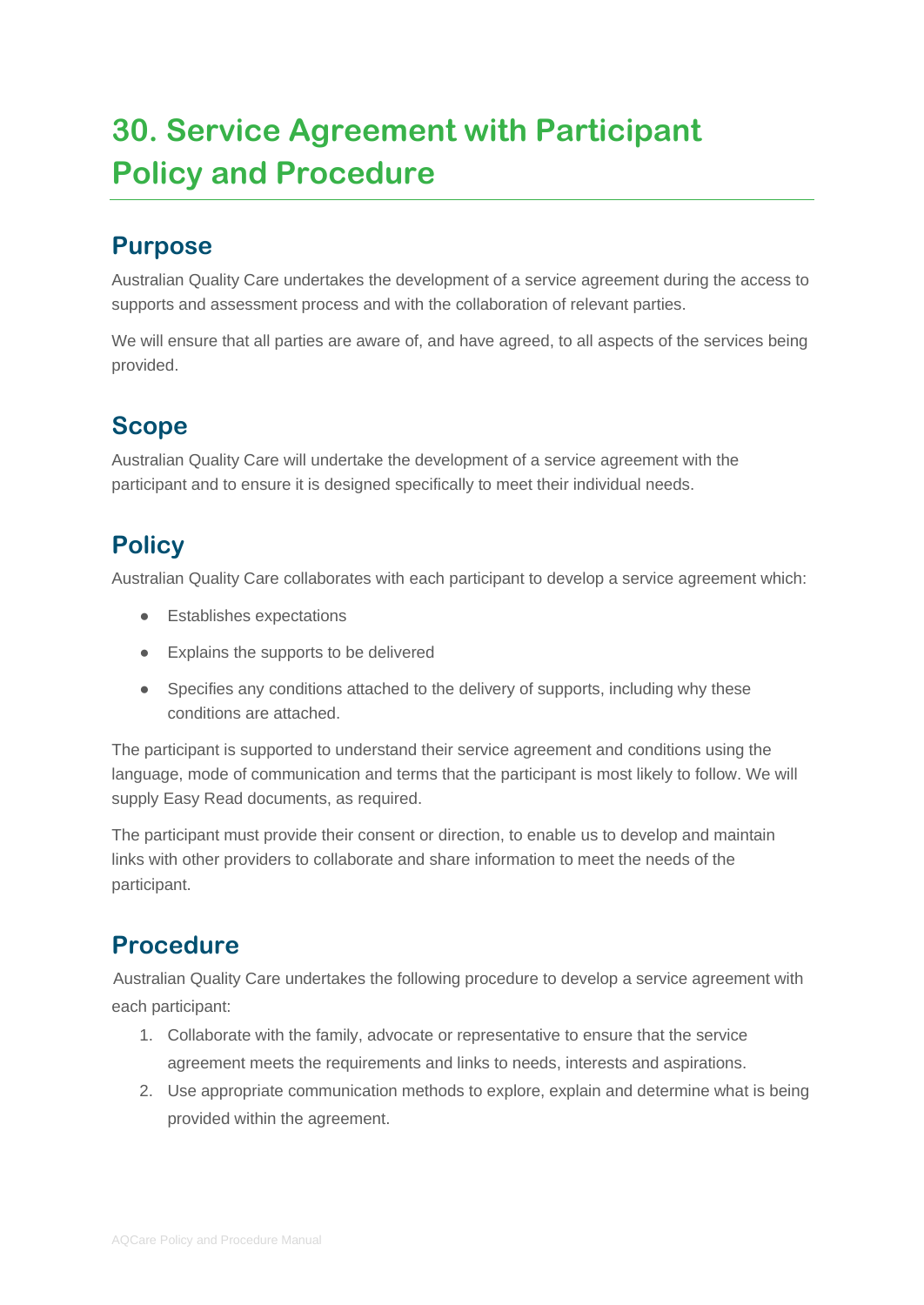# 30. Service Agreement with Participant Policy and Procedure

## Purpose

Australian Quality Care undertakes the development of a service agreement during the access to supports and assessment process and with the collaboration of relevant parties.

We will ensure that all parties are aware of, and have agreed, to all aspects of the services being provided.

## Scope

Australian Quality Care will undertake the development of a service agreement with the participant and to ensure it is designed specifically to meet their individual needs.

## Policy

Australian Quality Care collaborates with each participant to develop a service agreement which:

- Establishes expectations
- Explains the supports to be delivered
- Specifies any conditions attached to the delivery of supports, including why these conditions are attached.

The participant is supported to understand their service agreement and conditions using the language, mode of communication and terms that the participant is most likely to follow. We will supply Easy Read documents, as required.

The participant must provide their consent or direction, to enable us to develop and maintain links with other providers to collaborate and share information to meet the needs of the participant.

## Procedure

Australian Quality Care undertakes the following procedure to develop a service agreement with each participant:

1. Collaborate with the family, advocate or representative to ensure that the service agreement meets the requirements and links to needs, interests and aspirations.
2. Use appropriate communication methods to explore, explain and determine what is being provided within the agreement.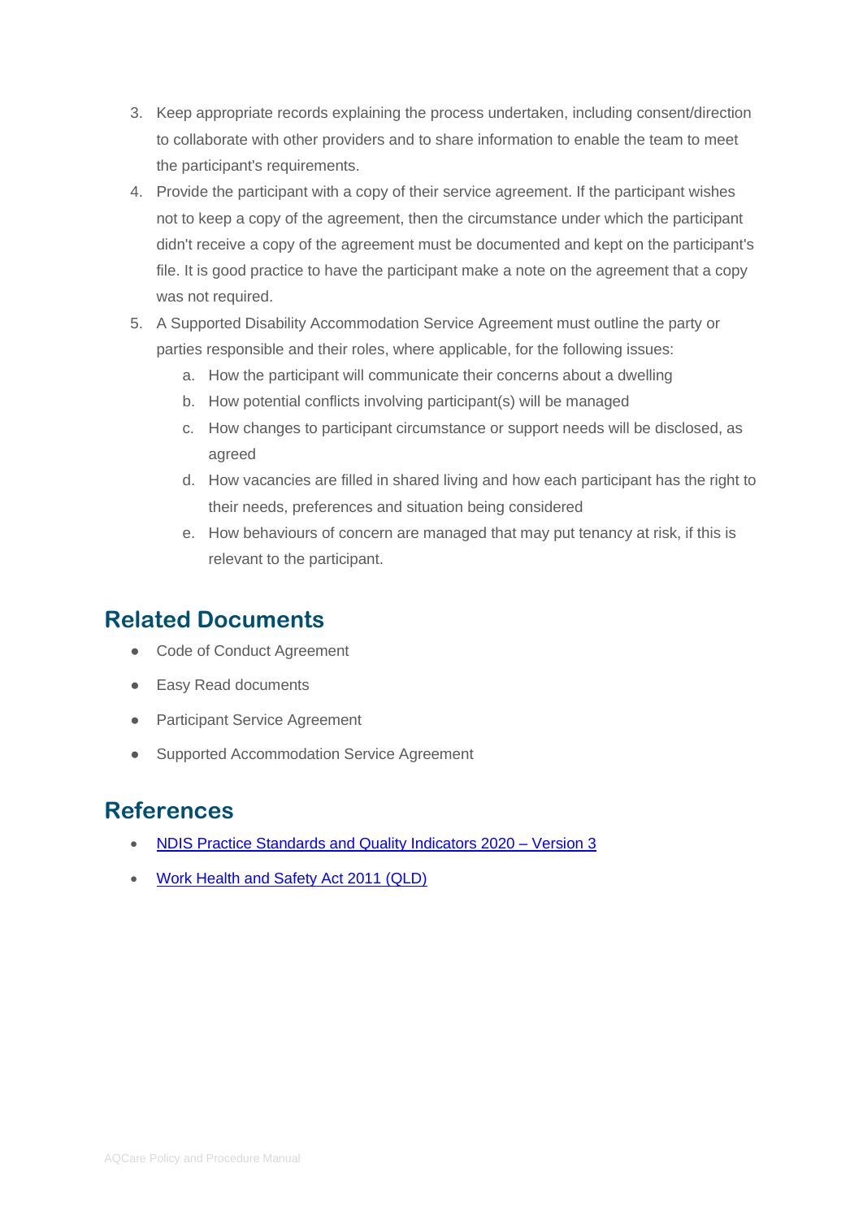3. Keep appropriate records explaining the process undertaken, including consent/direction to collaborate with other providers and to share information to enable the team to meet the participant's requirements.
4. Provide the participant with a copy of their service agreement. If the participant wishes not to keep a copy of the agreement, then the circumstance under which the participant didn't receive a copy of the agreement must be documented and kept on the participant's file. It is good practice to have the participant make a note on the agreement that a copy was not required.
5. A Supported Disability Accommodation Service Agreement must outline the party or parties responsible and their roles, where applicable, for the following issues:
    a. How the participant will communicate their concerns about a dwelling
    b. How potential conflicts involving participant(s) will be managed
    c. How changes to participant circumstance or support needs will be disclosed, as agreed
    d. How vacancies are filled in shared living and how each participant has the right to their needs, preferences and situation being considered
    e. How behaviours of concern are managed that may put tenancy at risk, if this is relevant to the participant.

## Related Documents

- Code of Conduct Agreement
- Easy Read documents
- Participant Service Agreement
- Supported Accommodation Service Agreement

## References

- NDIS Practice Standards and Quality Indicators 2020 – Version 3
- Work Health and Safety Act 2011 (QLD)